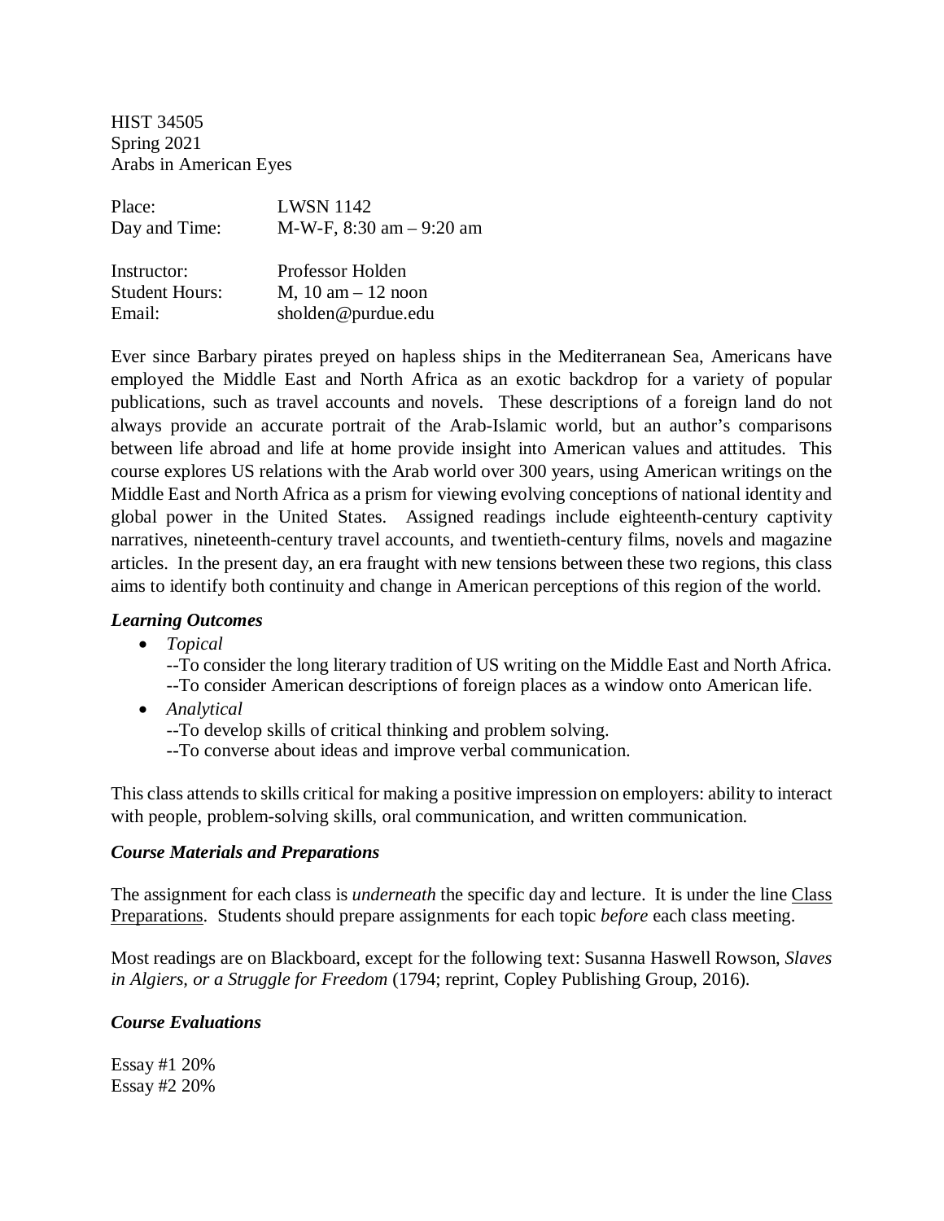HIST 34505
Spring 2021
Arabs in American Eyes

| | |
|---|---|
| Place: | LWSN 1142 |
| Day and Time: | M-W-F, 8:30 am – 9:20 am |
| Instructor: | Professor Holden |
| Student Hours: | M, 10 am – 12 noon |
| Email: | sholden@purdue.edu |

Ever since Barbary pirates preyed on hapless ships in the Mediterranean Sea, Americans have employed the Middle East and North Africa as an exotic backdrop for a variety of popular publications, such as travel accounts and novels. These descriptions of a foreign land do not always provide an accurate portrait of the Arab-Islamic world, but an author's comparisons between life abroad and life at home provide insight into American values and attitudes. This course explores US relations with the Arab world over 300 years, using American writings on the Middle East and North Africa as a prism for viewing evolving conceptions of national identity and global power in the United States. Assigned readings include eighteenth-century captivity narratives, nineteenth-century travel accounts, and twentieth-century films, novels and magazine articles. In the present day, an era fraught with new tensions between these two regions, this class aims to identify both continuity and change in American perceptions of this region of the world.

### *Learning Outcomes*

- *Topical*
  --To consider the long literary tradition of US writing on the Middle East and North Africa.
  --To consider American descriptions of foreign places as a window onto American life.
- *Analytical*
  --To develop skills of critical thinking and problem solving.
  --To converse about ideas and improve verbal communication.

This class attends to skills critical for making a positive impression on employers: ability to interact with people, problem-solving skills, oral communication, and written communication.

### *Course Materials and Preparations*

The assignment for each class is *underneath* the specific day and lecture. It is under the line Class Preparations. Students should prepare assignments for each topic *before* each class meeting.

Most readings are on Blackboard, except for the following text: Susanna Haswell Rowson, *Slaves in Algiers, or a Struggle for Freedom* (1794; reprint, Copley Publishing Group, 2016).

### *Course Evaluations*

Essay #1 20%
Essay #2 20%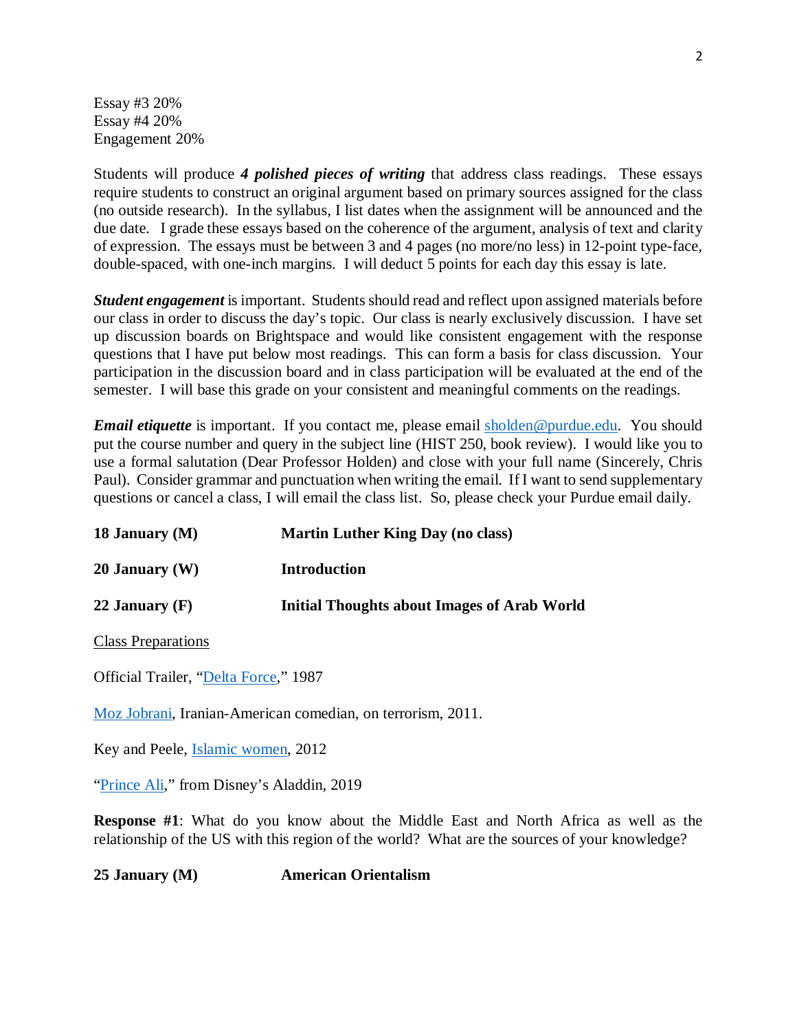Essay #3 20%
Essay #4 20%
Engagement 20%

Students will produce ***4 polished pieces of writing*** that address class readings. These essays require students to construct an original argument based on primary sources assigned for the class (no outside research). In the syllabus, I list dates when the assignment will be announced and the due date. I grade these essays based on the coherence of the argument, analysis of text and clarity of expression. The essays must be between 3 and 4 pages (no more/no less) in 12-point type-face, double-spaced, with one-inch margins. I will deduct 5 points for each day this essay is late.

***Student engagement*** is important. Students should read and reflect upon assigned materials before our class in order to discuss the day's topic. Our class is nearly exclusively discussion. I have set up discussion boards on Brightspace and would like consistent engagement with the response questions that I have put below most readings. This can form a basis for class discussion. Your participation in the discussion board and in class participation will be evaluated at the end of the semester. I will base this grade on your consistent and meaningful comments on the readings.

***Email etiquette*** is important. If you contact me, please email sholden@purdue.edu. You should put the course number and query in the subject line (HIST 250, book review). I would like you to use a formal salutation (Dear Professor Holden) and close with your full name (Sincerely, Chris Paul). Consider grammar and punctuation when writing the email. If I want to send supplementary questions or cancel a class, I will email the class list. So, please check your Purdue email daily.

**18 January (M)** **Martin Luther King Day (no class)**

**20 January (W)** **Introduction**

**22 January (F)** **Initial Thoughts about Images of Arab World**

Class Preparations

Official Trailer, "Delta Force," 1987

Moz Jobrani, Iranian-American comedian, on terrorism, 2011.

Key and Peele, Islamic women, 2012

"Prince Ali," from Disney's Aladdin, 2019

**Response #1**: What do you know about the Middle East and North Africa as well as the relationship of the US with this region of the world? What are the sources of your knowledge?

**25 January (M)** **American Orientalism**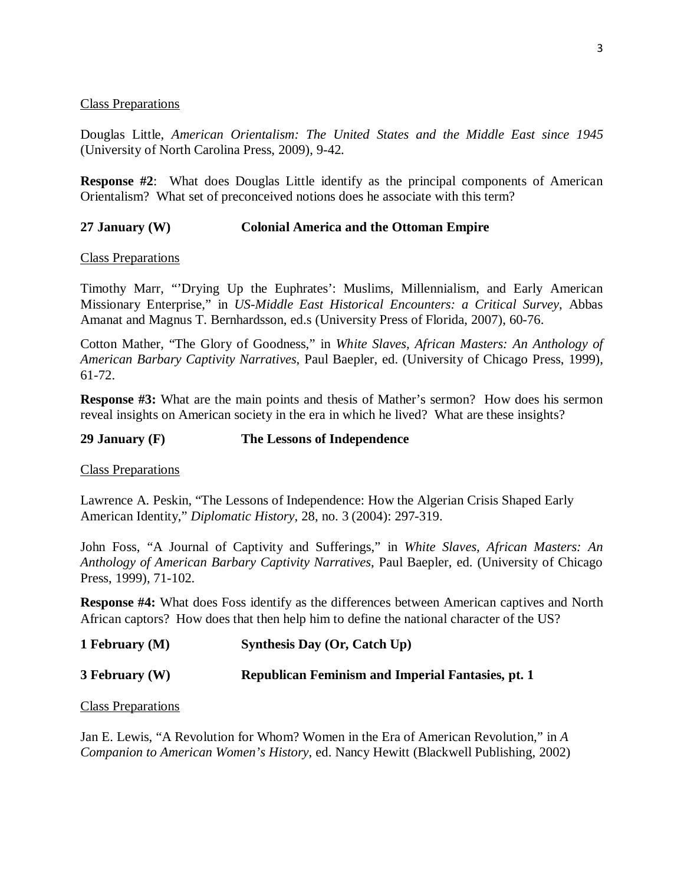<u>Class Preparations</u>

Douglas Little, *American Orientalism: The United States and the Middle East since 1945* (University of North Carolina Press, 2009), 9-42.

**Response #2**: What does Douglas Little identify as the principal components of American Orientalism? What set of preconceived notions does he associate with this term?

**27 January (W) Colonial America and the Ottoman Empire**

<u>Class Preparations</u>

Timothy Marr, "'Drying Up the Euphrates': Muslims, Millennialism, and Early American Missionary Enterprise," in *US-Middle East Historical Encounters: a Critical Survey*, Abbas Amanat and Magnus T. Bernhardsson, ed.s (University Press of Florida, 2007), 60-76.

Cotton Mather, "The Glory of Goodness," in *White Slaves, African Masters: An Anthology of American Barbary Captivity Narratives*, Paul Baepler, ed. (University of Chicago Press, 1999), 61-72.

**Response #3:** What are the main points and thesis of Mather's sermon? How does his sermon reveal insights on American society in the era in which he lived? What are these insights?

**29 January (F) The Lessons of Independence**

<u>Class Preparations</u>

Lawrence A. Peskin, "The Lessons of Independence: How the Algerian Crisis Shaped Early American Identity," *Diplomatic History*, 28, no. 3 (2004): 297-319.

John Foss, "A Journal of Captivity and Sufferings," in *White Slaves, African Masters: An Anthology of American Barbary Captivity Narratives*, Paul Baepler, ed. (University of Chicago Press, 1999), 71-102.

**Response #4:** What does Foss identify as the differences between American captives and North African captors? How does that then help him to define the national character of the US?

**1 February (M) Synthesis Day (Or, Catch Up)**

**3 February (W) Republican Feminism and Imperial Fantasies, pt. 1**

<u>Class Preparations</u>

Jan E. Lewis, "A Revolution for Whom? Women in the Era of American Revolution," in *A Companion to American Women's History*, ed. Nancy Hewitt (Blackwell Publishing, 2002)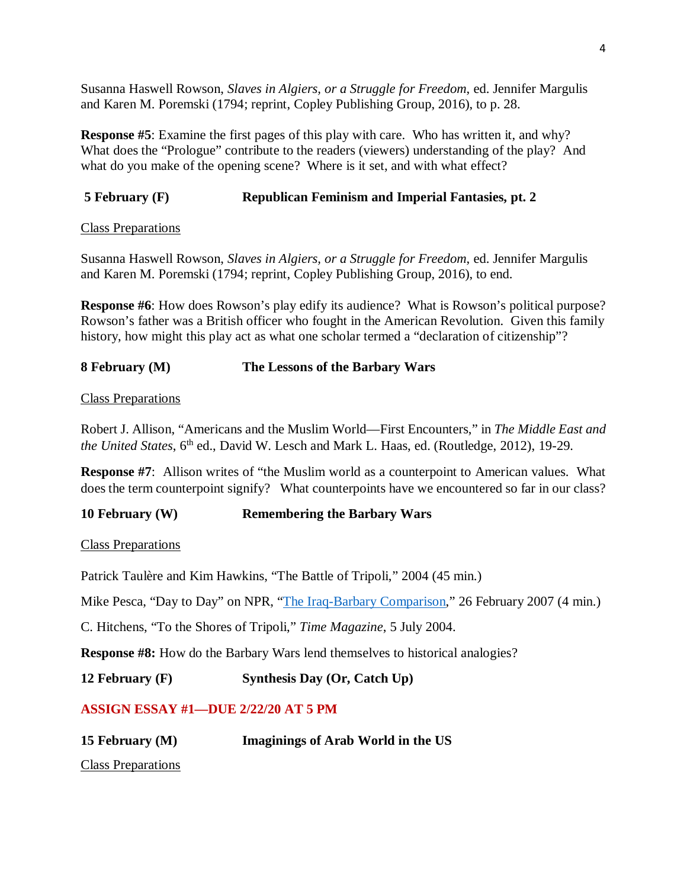Susanna Haswell Rowson, *Slaves in Algiers, or a Struggle for Freedom*, ed. Jennifer Margulis and Karen M. Poremski (1794; reprint, Copley Publishing Group, 2016), to p. 28.

**Response #5**: Examine the first pages of this play with care. Who has written it, and why? What does the "Prologue" contribute to the readers (viewers) understanding of the play? And what do you make of the opening scene? Where is it set, and with what effect?

**5 February (F) Republican Feminism and Imperial Fantasies, pt. 2**

Class Preparations

Susanna Haswell Rowson, *Slaves in Algiers, or a Struggle for Freedom*, ed. Jennifer Margulis and Karen M. Poremski (1794; reprint, Copley Publishing Group, 2016), to end.

**Response #6**: How does Rowson's play edify its audience? What is Rowson's political purpose? Rowson's father was a British officer who fought in the American Revolution. Given this family history, how might this play act as what one scholar termed a "declaration of citizenship"?

**8 February (M) The Lessons of the Barbary Wars**

Class Preparations

Robert J. Allison, "Americans and the Muslim World—First Encounters," in *The Middle East and the United States*, 6th ed., David W. Lesch and Mark L. Haas, ed. (Routledge, 2012), 19-29.

**Response #7**: Allison writes of "the Muslim world as a counterpoint to American values. What does the term counterpoint signify? What counterpoints have we encountered so far in our class?

**10 February (W) Remembering the Barbary Wars**

Class Preparations

Patrick Taulère and Kim Hawkins, "The Battle of Tripoli," 2004 (45 min.)

Mike Pesca, "Day to Day" on NPR, "The Iraq-Barbary Comparison," 26 February 2007 (4 min.)

C. Hitchens, "To the Shores of Tripoli," *Time Magazine*, 5 July 2004.

**Response #8:** How do the Barbary Wars lend themselves to historical analogies?

**12 February (F) Synthesis Day (Or, Catch Up)**

**ASSIGN ESSAY #1—DUE 2/22/20 AT 5 PM**

**15 February (M) Imaginings of Arab World in the US**

Class Preparations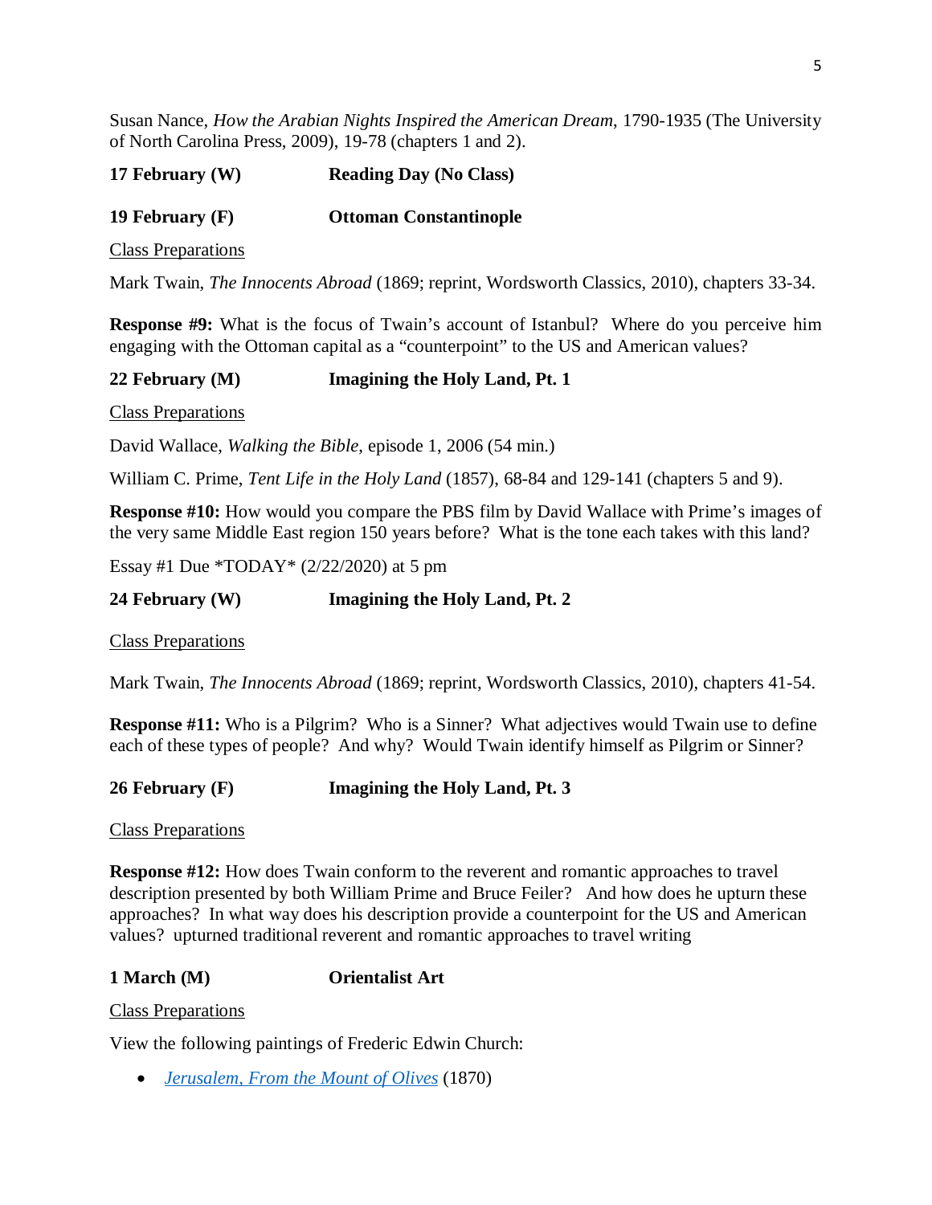Susan Nance, *How the Arabian Nights Inspired the American Dream*, 1790-1935 (The University of North Carolina Press, 2009), 19-78 (chapters 1 and 2).

**17 February (W)** **Reading Day (No Class)**

**19 February (F)** **Ottoman Constantinople**

Class Preparations

Mark Twain, *The Innocents Abroad* (1869; reprint, Wordsworth Classics, 2010), chapters 33-34.

**Response #9:** What is the focus of Twain's account of Istanbul? Where do you perceive him engaging with the Ottoman capital as a "counterpoint" to the US and American values?

**22 February (M)** **Imagining the Holy Land, Pt. 1**

Class Preparations

David Wallace, *Walking the Bible*, episode 1, 2006 (54 min.)

William C. Prime, *Tent Life in the Holy Land* (1857), 68-84 and 129-141 (chapters 5 and 9).

**Response #10:** How would you compare the PBS film by David Wallace with Prime's images of the very same Middle East region 150 years before? What is the tone each takes with this land?

Essay #1 Due *TODAY* (2/22/2020) at 5 pm

**24 February (W)** **Imagining the Holy Land, Pt. 2**

Class Preparations

Mark Twain, *The Innocents Abroad* (1869; reprint, Wordsworth Classics, 2010), chapters 41-54.

**Response #11:** Who is a Pilgrim? Who is a Sinner? What adjectives would Twain use to define each of these types of people? And why? Would Twain identify himself as Pilgrim or Sinner?

**26 February (F)** **Imagining the Holy Land, Pt. 3**

Class Preparations

**Response #12:** How does Twain conform to the reverent and romantic approaches to travel description presented by both William Prime and Bruce Feiler? And how does he upturn these approaches? In what way does his description provide a counterpoint for the US and American values? upturned traditional reverent and romantic approaches to travel writing

**1 March (M)** **Orientalist Art**

Class Preparations

View the following paintings of Frederic Edwin Church:

- *Jerusalem, From the Mount of Olives* (1870)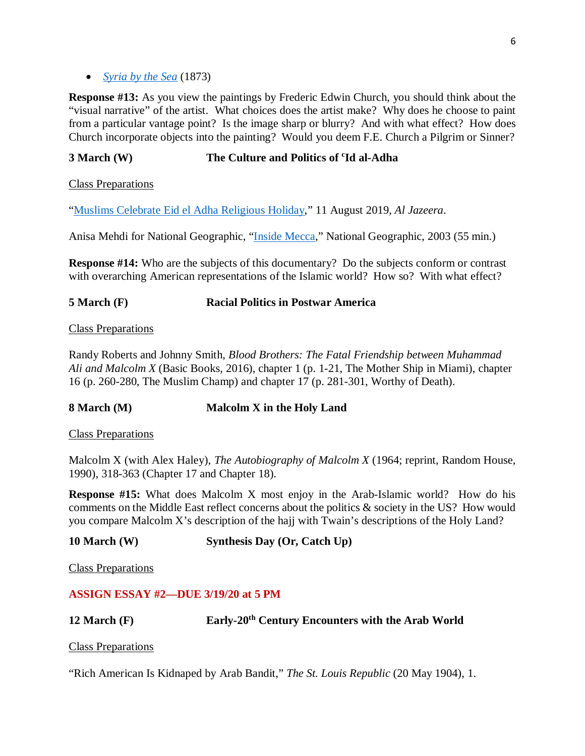- *Syria by the Sea* (1873)

**Response #13:** As you view the paintings by Frederic Edwin Church, you should think about the "visual narrative" of the artist. What choices does the artist make? Why does he choose to paint from a particular vantage point? Is the image sharp or blurry? And with what effect? How does Church incorporate objects into the painting? Would you deem F.E. Church a Pilgrim or Sinner?

**3 March (W) The Culture and Politics of ʿId al-Adha**

Class Preparations

"Muslims Celebrate Eid el Adha Religious Holiday," 11 August 2019, *Al Jazeera*.

Anisa Mehdi for National Geographic, "Inside Mecca," National Geographic, 2003 (55 min.)

**Response #14:** Who are the subjects of this documentary? Do the subjects conform or contrast with overarching American representations of the Islamic world? How so? With what effect?

**5 March (F) Racial Politics in Postwar America**

Class Preparations

Randy Roberts and Johnny Smith, *Blood Brothers: The Fatal Friendship between Muhammad Ali and Malcolm X* (Basic Books, 2016), chapter 1 (p. 1-21, The Mother Ship in Miami), chapter 16 (p. 260-280, The Muslim Champ) and chapter 17 (p. 281-301, Worthy of Death).

**8 March (M) Malcolm X in the Holy Land**

Class Preparations

Malcolm X (with Alex Haley), *The Autobiography of Malcolm X* (1964; reprint, Random House, 1990), 318-363 (Chapter 17 and Chapter 18).

**Response #15:** What does Malcolm X most enjoy in the Arab-Islamic world? How do his comments on the Middle East reflect concerns about the politics & society in the US? How would you compare Malcolm X's description of the hajj with Twain's descriptions of the Holy Land?

**10 March (W) Synthesis Day (Or, Catch Up)**

Class Preparations

**ASSIGN ESSAY #2—DUE 3/19/20 at 5 PM**

**12 March (F) Early-20th Century Encounters with the Arab World**

Class Preparations

"Rich American Is Kidnaped by Arab Bandit," *The St. Louis Republic* (20 May 1904), 1.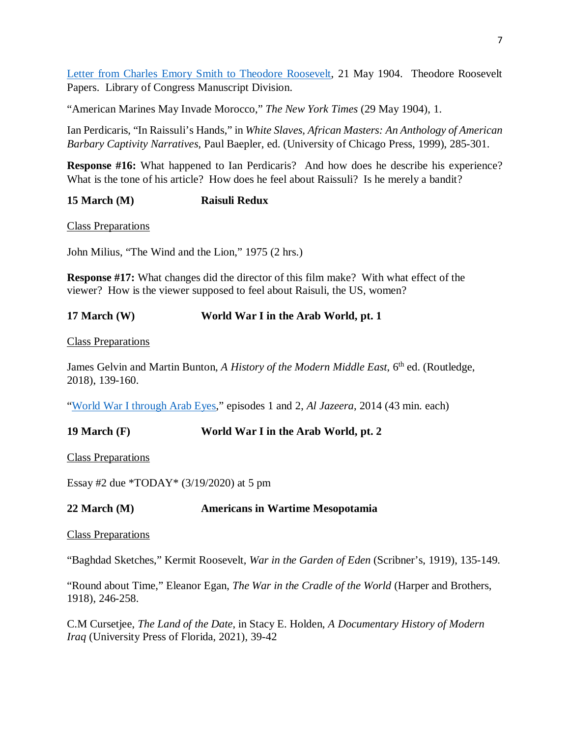[Letter from Charles Emory Smith to Theodore Roosevelt](), 21 May 1904. Theodore Roosevelt Papers. Library of Congress Manuscript Division.

"American Marines May Invade Morocco," *The New York Times* (29 May 1904), 1.

Ian Perdicaris, "In Raissuli's Hands," in *White Slaves, African Masters: An Anthology of American Barbary Captivity Narratives*, Paul Baepler, ed. (University of Chicago Press, 1999), 285-301.

**Response #16:** What happened to Ian Perdicaris? And how does he describe his experience? What is the tone of his article? How does he feel about Raissuli? Is he merely a bandit?

**15 March (M) Raisuli Redux**

Class Preparations

John Milius, "The Wind and the Lion," 1975 (2 hrs.)

**Response #17:** What changes did the director of this film make? With what effect of the viewer? How is the viewer supposed to feel about Raisuli, the US, women?

**17 March (W) World War I in the Arab World, pt. 1**

Class Preparations

James Gelvin and Martin Bunton, *A History of the Modern Middle East*, 6th ed. (Routledge, 2018), 139-160.

"[World War I through Arab Eyes]()," episodes 1 and 2, *Al Jazeera*, 2014 (43 min. each)

**19 March (F) World War I in the Arab World, pt. 2**

Class Preparations

Essay #2 due *TODAY* (3/19/2020) at 5 pm

**22 March (M) Americans in Wartime Mesopotamia**

Class Preparations

"Baghdad Sketches," Kermit Roosevelt, *War in the Garden of Eden* (Scribner's, 1919), 135-149.

"Round about Time," Eleanor Egan, *The War in the Cradle of the World* (Harper and Brothers, 1918), 246-258.

C.M Cursetjee, *The Land of the Date*, in Stacy E. Holden, *A Documentary History of Modern Iraq* (University Press of Florida, 2021), 39-42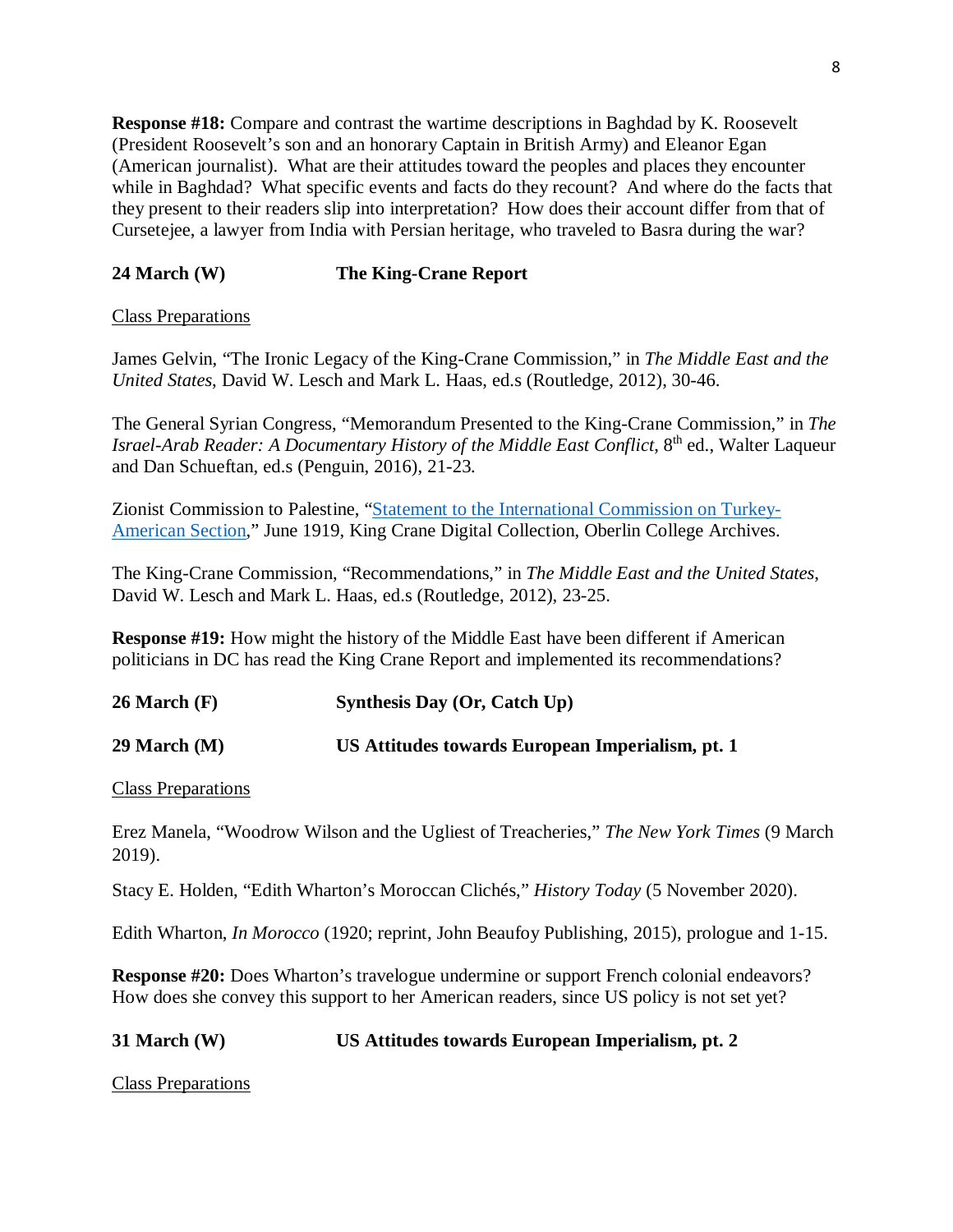**Response #18:** Compare and contrast the wartime descriptions in Baghdad by K. Roosevelt (President Roosevelt's son and an honorary Captain in British Army) and Eleanor Egan (American journalist). What are their attitudes toward the peoples and places they encounter while in Baghdad? What specific events and facts do they recount? And where do the facts that they present to their readers slip into interpretation? How does their account differ from that of Cursetejee, a lawyer from India with Persian heritage, who traveled to Basra during the war?

**24 March (W) The King-Crane Report**

Class Preparations

James Gelvin, "The Ironic Legacy of the King-Crane Commission," in *The Middle East and the United States*, David W. Lesch and Mark L. Haas, ed.s (Routledge, 2012), 30-46.

The General Syrian Congress, "Memorandum Presented to the King-Crane Commission," in *The Israel-Arab Reader: A Documentary History of the Middle East Conflict*, 8th ed., Walter Laqueur and Dan Schueftan, ed.s (Penguin, 2016), 21-23.

Zionist Commission to Palestine, "Statement to the International Commission on Turkey-American Section," June 1919, King Crane Digital Collection, Oberlin College Archives.

The King-Crane Commission, "Recommendations," in *The Middle East and the United States*, David W. Lesch and Mark L. Haas, ed.s (Routledge, 2012), 23-25.

**Response #19:** How might the history of the Middle East have been different if American politicians in DC has read the King Crane Report and implemented its recommendations?

**26 March (F) Synthesis Day (Or, Catch Up)**

**29 March (M) US Attitudes towards European Imperialism, pt. 1**

Class Preparations

Erez Manela, "Woodrow Wilson and the Ugliest of Treacheries," *The New York Times* (9 March 2019).

Stacy E. Holden, "Edith Wharton's Moroccan Clichés," *History Today* (5 November 2020).

Edith Wharton, *In Morocco* (1920; reprint, John Beaufoy Publishing, 2015), prologue and 1-15.

**Response #20:** Does Wharton's travelogue undermine or support French colonial endeavors? How does she convey this support to her American readers, since US policy is not set yet?

**31 March (W) US Attitudes towards European Imperialism, pt. 2**

Class Preparations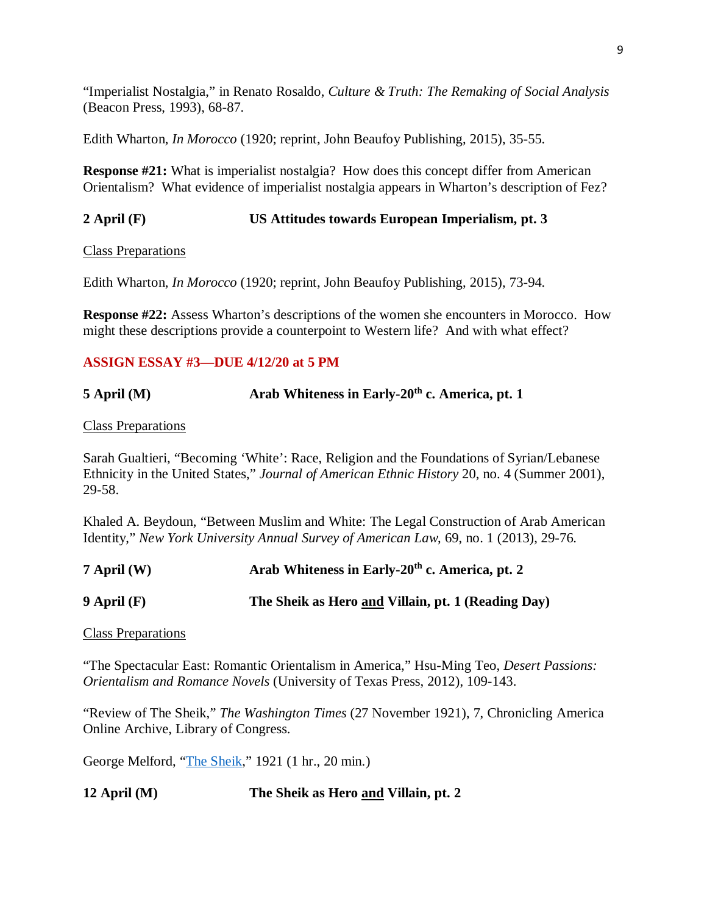"Imperialist Nostalgia," in Renato Rosaldo, *Culture & Truth: The Remaking of Social Analysis* (Beacon Press, 1993), 68-87.

Edith Wharton, *In Morocco* (1920; reprint, John Beaufoy Publishing, 2015), 35-55.

**Response #21:** What is imperialist nostalgia? How does this concept differ from American Orientalism? What evidence of imperialist nostalgia appears in Wharton's description of Fez?

**2 April (F) US Attitudes towards European Imperialism, pt. 3**

<u>Class Preparations</u>

Edith Wharton, *In Morocco* (1920; reprint, John Beaufoy Publishing, 2015), 73-94.

**Response #22:** Assess Wharton's descriptions of the women she encounters in Morocco. How might these descriptions provide a counterpoint to Western life? And with what effect?

**ASSIGN ESSAY #3—DUE 4/12/20 at 5 PM**

**5 April (M) Arab Whiteness in Early-20th c. America, pt. 1**

<u>Class Preparations</u>

Sarah Gualtieri, "Becoming 'White': Race, Religion and the Foundations of Syrian/Lebanese Ethnicity in the United States," *Journal of American Ethnic History* 20, no. 4 (Summer 2001), 29-58.

Khaled A. Beydoun, "Between Muslim and White: The Legal Construction of Arab American Identity," *New York University Annual Survey of American Law*, 69, no. 1 (2013), 29-76.

**7 April (W) Arab Whiteness in Early-20th c. America, pt. 2**

**9 April (F) The Sheik as Hero <u>and</u> Villain, pt. 1 (Reading Day)**

<u>Class Preparations</u>

"The Spectacular East: Romantic Orientalism in America," Hsu-Ming Teo, *Desert Passions: Orientalism and Romance Novels* (University of Texas Press, 2012), 109-143.

"Review of The Sheik," *The Washington Times* (27 November 1921), 7, Chronicling America Online Archive, Library of Congress.

George Melford, "The Sheik," 1921 (1 hr., 20 min.)

**12 April (M) The Sheik as Hero <u>and</u> Villain, pt. 2**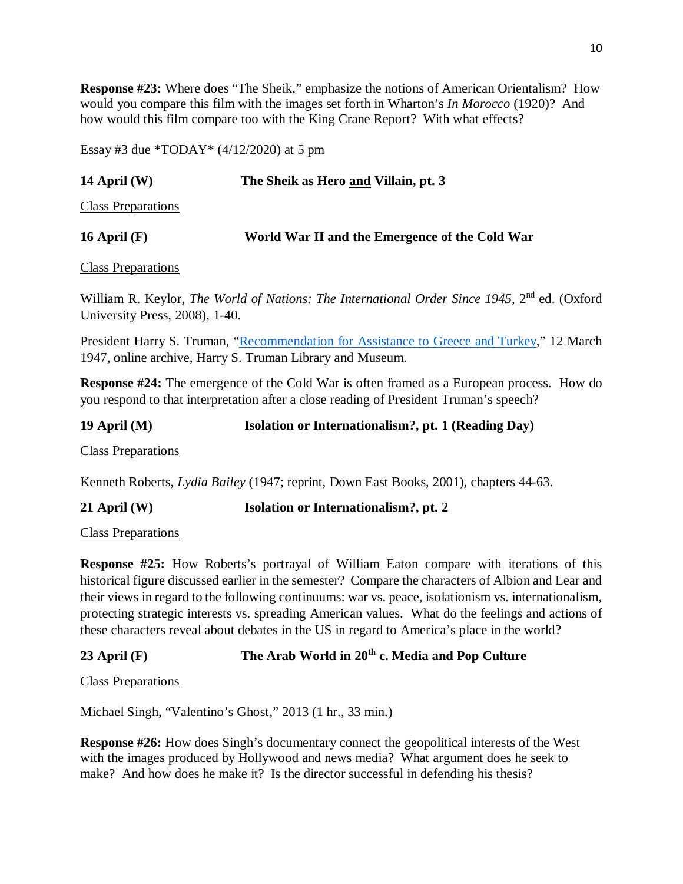**Response #23:** Where does "The Sheik," emphasize the notions of American Orientalism? How would you compare this film with the images set forth in Wharton's *In Morocco* (1920)? And how would this film compare too with the King Crane Report? With what effects?

Essay #3 due *TODAY* (4/12/2020) at 5 pm

**14 April (W) The Sheik as Hero <u>and</u> Villain, pt. 3**

<u>Class Preparations</u>

**16 April (F) World War II and the Emergence of the Cold War**

<u>Class Preparations</u>

William R. Keylor, *The World of Nations: The International Order Since 1945*, 2nd ed. (Oxford University Press, 2008), 1-40.

President Harry S. Truman, "Recommendation for Assistance to Greece and Turkey," 12 March 1947, online archive, Harry S. Truman Library and Museum.

**Response #24:** The emergence of the Cold War is often framed as a European process. How do you respond to that interpretation after a close reading of President Truman's speech?

**19 April (M) Isolation or Internationalism?, pt. 1 (Reading Day)**

<u>Class Preparations</u>

Kenneth Roberts, *Lydia Bailey* (1947; reprint, Down East Books, 2001), chapters 44-63.

**21 April (W) Isolation or Internationalism?, pt. 2**

<u>Class Preparations</u>

**Response #25:** How Roberts's portrayal of William Eaton compare with iterations of this historical figure discussed earlier in the semester? Compare the characters of Albion and Lear and their views in regard to the following continuums: war vs. peace, isolationism vs. internationalism, protecting strategic interests vs. spreading American values. What do the feelings and actions of these characters reveal about debates in the US in regard to America's place in the world?

**23 April (F) The Arab World in 20th c. Media and Pop Culture**

<u>Class Preparations</u>

Michael Singh, "Valentino's Ghost," 2013 (1 hr., 33 min.)

**Response #26:** How does Singh's documentary connect the geopolitical interests of the West with the images produced by Hollywood and news media? What argument does he seek to make? And how does he make it? Is the director successful in defending his thesis?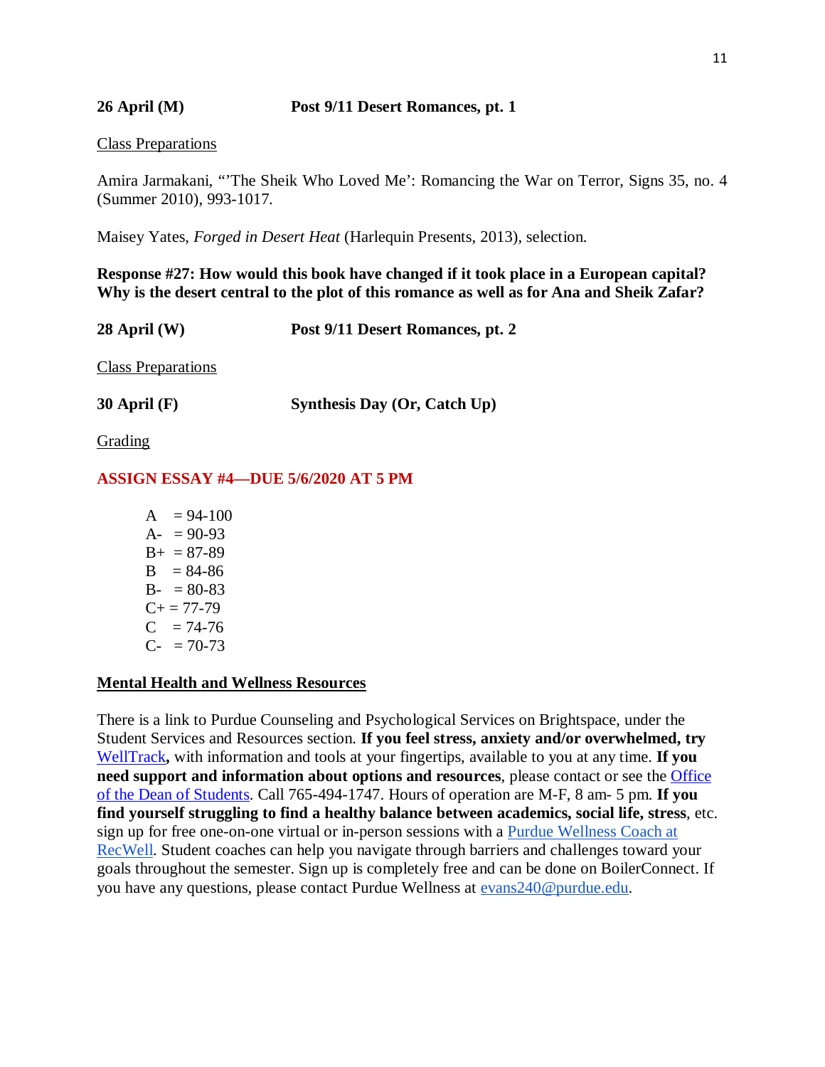**26 April (M) Post 9/11 Desert Romances, pt. 1**

Class Preparations

Amira Jarmakani, "'The Sheik Who Loved Me': Romancing the War on Terror, Signs 35, no. 4 (Summer 2010), 993-1017.

Maisey Yates, *Forged in Desert Heat* (Harlequin Presents, 2013), selection.

**Response #27: How would this book have changed if it took place in a European capital? Why is the desert central to the plot of this romance as well as for Ana and Sheik Zafar?**

**28 April (W) Post 9/11 Desert Romances, pt. 2**

Class Preparations

**30 April (F) Synthesis Day (Or, Catch Up)**

Grading

**ASSIGN ESSAY #4—DUE 5/6/2020 AT 5 PM**

A = 94-100
A- = 90-93
B+ = 87-89
B = 84-86
B- = 80-83
C+ = 77-79
C = 74-76
C- = 70-73

**Mental Health and Wellness Resources**

There is a link to Purdue Counseling and Psychological Services on Brightspace, under the Student Services and Resources section. **If you feel stress, anxiety and/or overwhelmed, try** WellTrack**,** with information and tools at your fingertips, available to you at any time. **If you need support and information about options and resources**, please contact or see the Office of the Dean of Students. Call 765-494-1747. Hours of operation are M-F, 8 am- 5 pm. **If you find yourself struggling to find a healthy balance between academics, social life, stress**, etc. sign up for free one-on-one virtual or in-person sessions with a Purdue Wellness Coach at RecWell. Student coaches can help you navigate through barriers and challenges toward your goals throughout the semester. Sign up is completely free and can be done on BoilerConnect. If you have any questions, please contact Purdue Wellness at evans240@purdue.edu.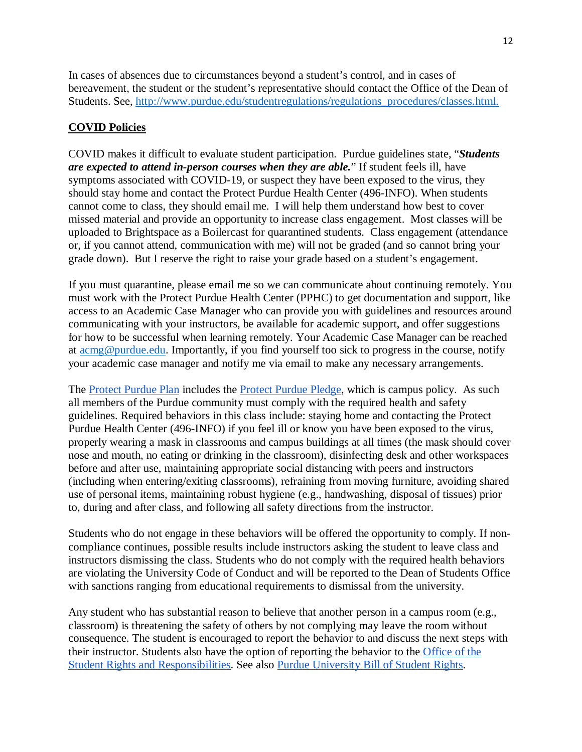In cases of absences due to circumstances beyond a student's control, and in cases of bereavement, the student or the student's representative should contact the Office of the Dean of Students. See, [http://www.purdue.edu/studentregulations/regulations_procedures/classes.html.](http://www.purdue.edu/studentregulations/regulations_procedures/classes.html)

## COVID Policies

COVID makes it difficult to evaluate student participation. Purdue guidelines state, "***Students are expected to attend in-person courses when they are able.***" If student feels ill, have symptoms associated with COVID-19, or suspect they have been exposed to the virus, they should stay home and contact the Protect Purdue Health Center (496-INFO). When students cannot come to class, they should email me. I will help them understand how best to cover missed material and provide an opportunity to increase class engagement. Most classes will be uploaded to Brightspace as a Boilercast for quarantined students. Class engagement (attendance or, if you cannot attend, communication with me) will not be graded (and so cannot bring your grade down). But I reserve the right to raise your grade based on a student's engagement.

If you must quarantine, please email me so we can communicate about continuing remotely. You must work with the Protect Purdue Health Center (PPHC) to get documentation and support, like access to an Academic Case Manager who can provide you with guidelines and resources around communicating with your instructors, be available for academic support, and offer suggestions for how to be successful when learning remotely. Your Academic Case Manager can be reached at [acmg@purdue.edu](mailto:acmg@purdue.edu). Importantly, if you find yourself too sick to progress in the course, notify your academic case manager and notify me via email to make any necessary arrangements.

The [Protect Purdue Plan]() includes the [Protect Purdue Pledge](), which is campus policy. As such all members of the Purdue community must comply with the required health and safety guidelines. Required behaviors in this class include: staying home and contacting the Protect Purdue Health Center (496-INFO) if you feel ill or know you have been exposed to the virus, properly wearing a mask in classrooms and campus buildings at all times (the mask should cover nose and mouth, no eating or drinking in the classroom), disinfecting desk and other workspaces before and after use, maintaining appropriate social distancing with peers and instructors (including when entering/exiting classrooms), refraining from moving furniture, avoiding shared use of personal items, maintaining robust hygiene (e.g., handwashing, disposal of tissues) prior to, during and after class, and following all safety directions from the instructor.

Students who do not engage in these behaviors will be offered the opportunity to comply. If non-compliance continues, possible results include instructors asking the student to leave class and instructors dismissing the class. Students who do not comply with the required health behaviors are violating the University Code of Conduct and will be reported to the Dean of Students Office with sanctions ranging from educational requirements to dismissal from the university.

Any student who has substantial reason to believe that another person in a campus room (e.g., classroom) is threatening the safety of others by not complying may leave the room without consequence. The student is encouraged to report the behavior to and discuss the next steps with their instructor. Students also have the option of reporting the behavior to the [Office of the Student Rights and Responsibilities](). See also [Purdue University Bill of Student Rights]().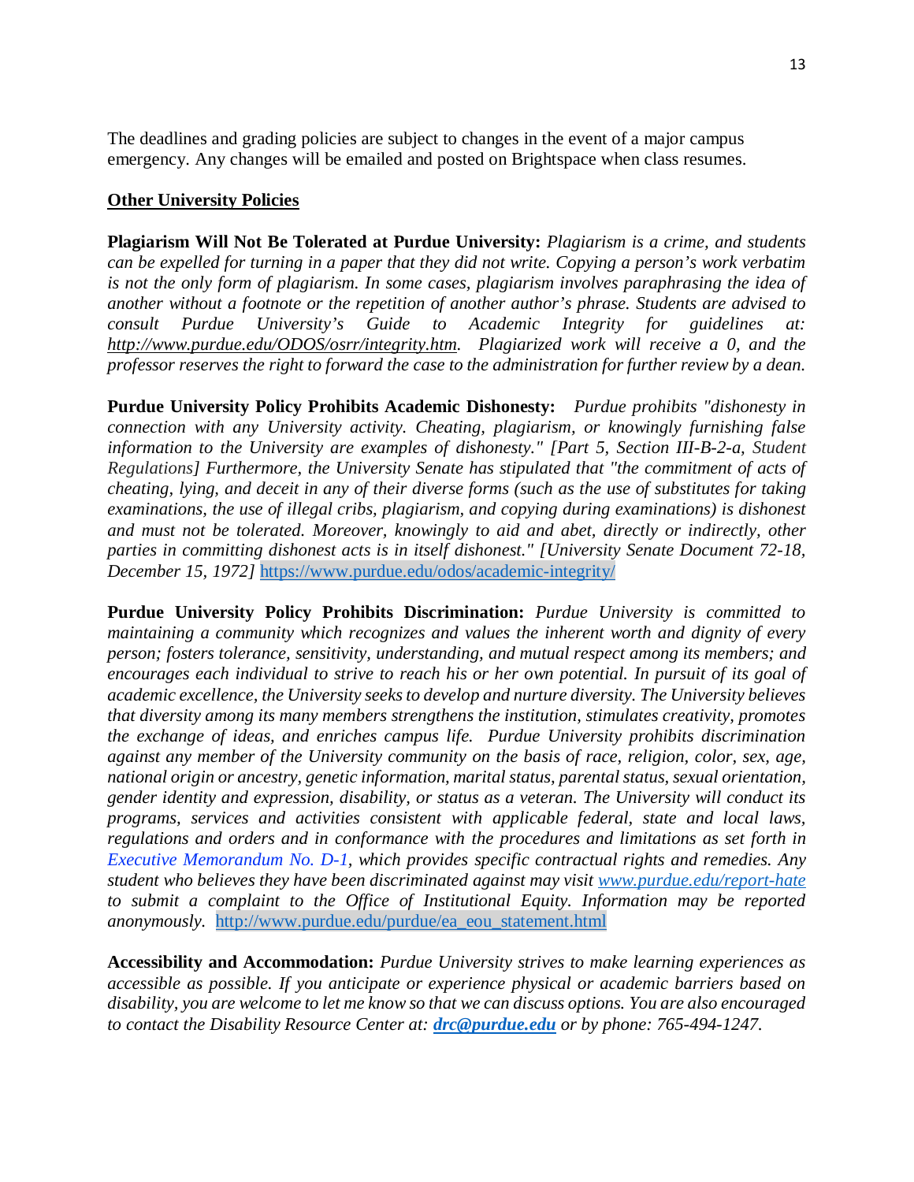The deadlines and grading policies are subject to changes in the event of a major campus emergency. Any changes will be emailed and posted on Brightspace when class resumes.

## Other University Policies

**Plagiarism Will Not Be Tolerated at Purdue University:** *Plagiarism is a crime, and students can be expelled for turning in a paper that they did not write. Copying a person's work verbatim is not the only form of plagiarism. In some cases, plagiarism involves paraphrasing the idea of another without a footnote or the repetition of another author's phrase. Students are advised to consult Purdue University's Guide to Academic Integrity for guidelines at: http://www.purdue.edu/ODOS/osrr/integrity.htm. Plagiarized work will receive a 0, and the professor reserves the right to forward the case to the administration for further review by a dean.*

**Purdue University Policy Prohibits Academic Dishonesty:** *Purdue prohibits "dishonesty in connection with any University activity. Cheating, plagiarism, or knowingly furnishing false information to the University are examples of dishonesty." [Part 5, Section III-B-2-a,* Student Regulations*] Furthermore, the University Senate has stipulated that "the commitment of acts of cheating, lying, and deceit in any of their diverse forms (such as the use of substitutes for taking examinations, the use of illegal cribs, plagiarism, and copying during examinations) is dishonest and must not be tolerated. Moreover, knowingly to aid and abet, directly or indirectly, other parties in committing dishonest acts is in itself dishonest." [University Senate Document 72-18, December 15, 1972]* https://www.purdue.edu/odos/academic-integrity/

**Purdue University Policy Prohibits Discrimination:** *Purdue University is committed to maintaining a community which recognizes and values the inherent worth and dignity of every person; fosters tolerance, sensitivity, understanding, and mutual respect among its members; and encourages each individual to strive to reach his or her own potential. In pursuit of its goal of academic excellence, the University seeks to develop and nurture diversity. The University believes that diversity among its many members strengthens the institution, stimulates creativity, promotes the exchange of ideas, and enriches campus life. Purdue University prohibits discrimination against any member of the University community on the basis of race, religion, color, sex, age, national origin or ancestry, genetic information, marital status, parental status, sexual orientation, gender identity and expression, disability, or status as a veteran. The University will conduct its programs, services and activities consistent with applicable federal, state and local laws, regulations and orders and in conformance with the procedures and limitations as set forth in Executive Memorandum No. D-1, which provides specific contractual rights and remedies. Any student who believes they have been discriminated against may visit www.purdue.edu/report-hate to submit a complaint to the Office of Institutional Equity. Information may be reported anonymously.* http://www.purdue.edu/purdue/ea_eou_statement.html

**Accessibility and Accommodation:** *Purdue University strives to make learning experiences as accessible as possible. If you anticipate or experience physical or academic barriers based on disability, you are welcome to let me know so that we can discuss options. You are also encouraged to contact the Disability Resource Center at:* ***drc@purdue.edu*** *or by phone: 765-494-1247.*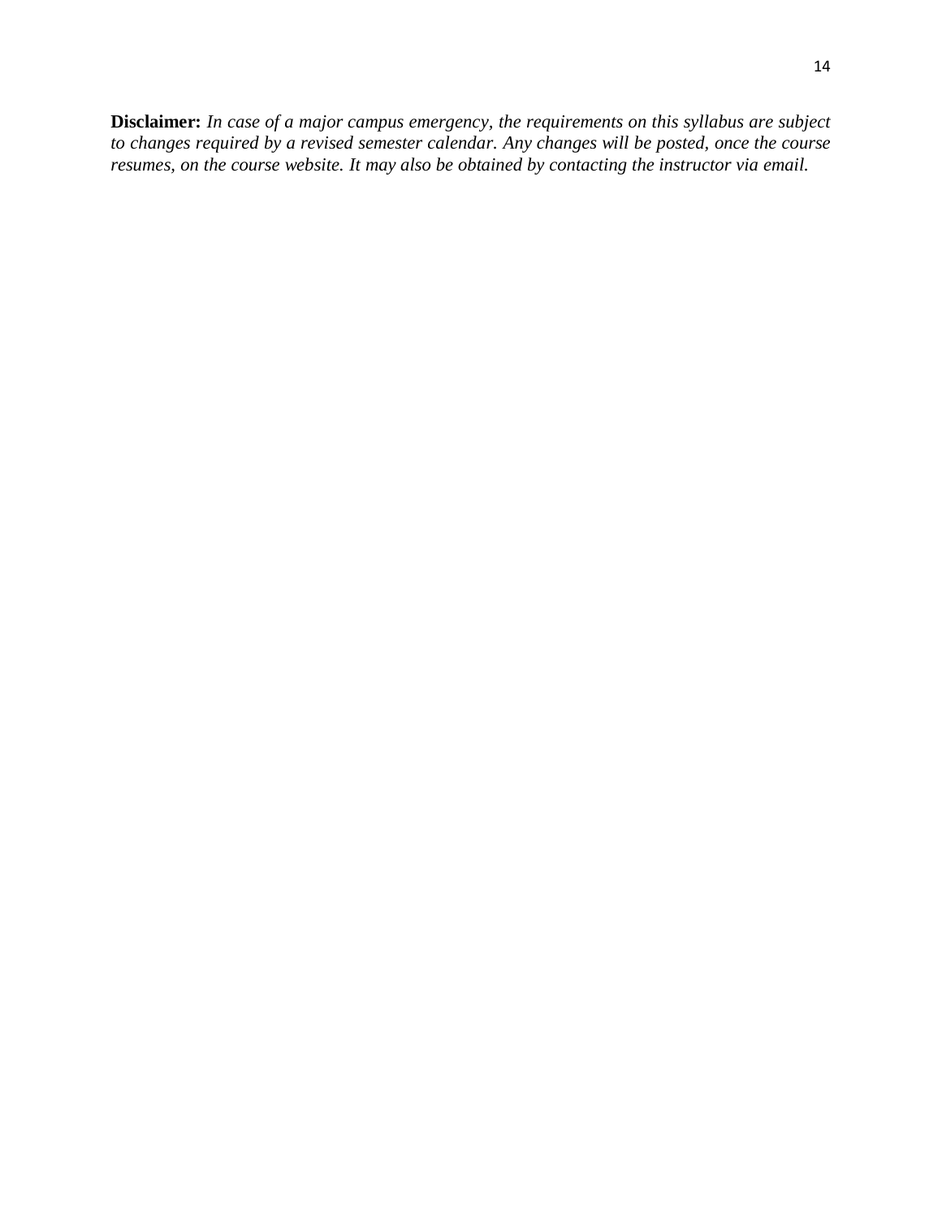**Disclaimer:** *In case of a major campus emergency, the requirements on this syllabus are subject to changes required by a revised semester calendar. Any changes will be posted, once the course resumes, on the course website. It may also be obtained by contacting the instructor via email.*